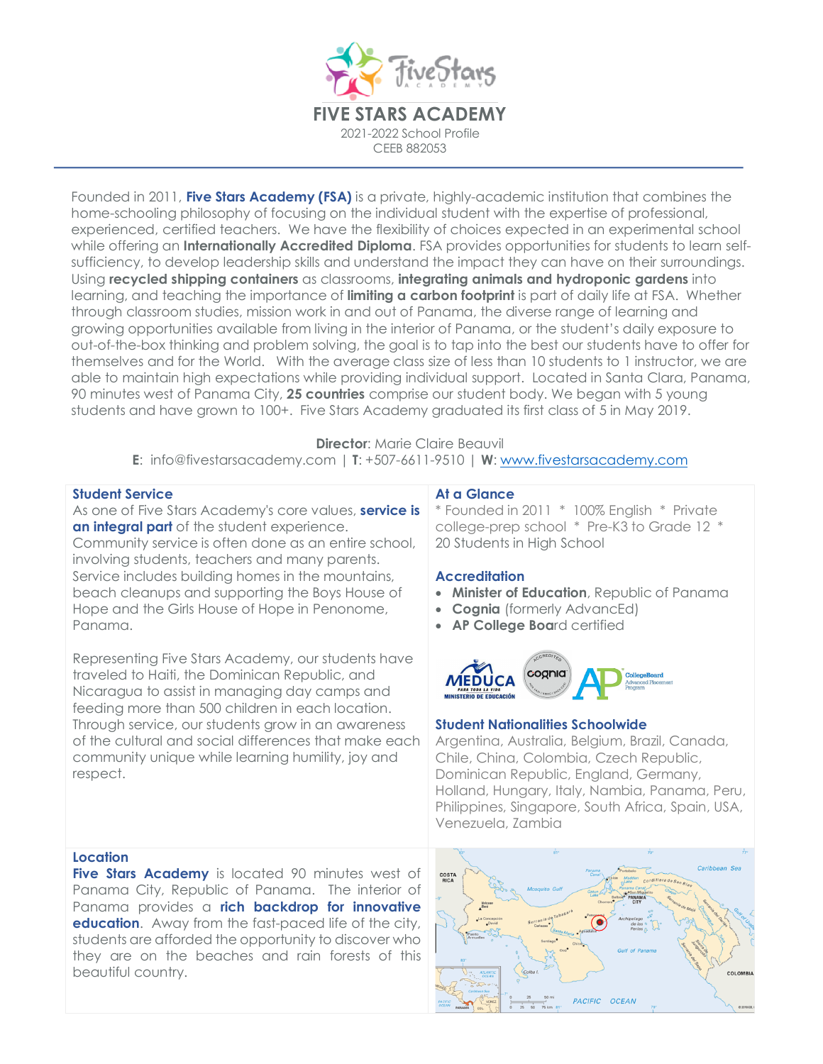# FIVE STARS ACADEMY

2021-2022 School Profile
CEEB 882053

Founded in 2011, **Five Stars Academy (FSA)** is a private, highly-academic institution that combines the home-schooling philosophy of focusing on the individual student with the expertise of professional, experienced, certified teachers. We have the flexibility of choices expected in an experimental school while offering an **Internationally Accredited Diploma**. FSA provides opportunities for students to learn self-sufficiency, to develop leadership skills and understand the impact they can have on their surroundings. Using **recycled shipping containers** as classrooms, **integrating animals and hydroponic gardens** into learning, and teaching the importance of **limiting a carbon footprint** is part of daily life at FSA. Whether through classroom studies, mission work in and out of Panama, the diverse range of learning and growing opportunities available from living in the interior of Panama, or the student's daily exposure to out-of-the-box thinking and problem solving, the goal is to tap into the best our students have to offer for themselves and for the World. With the average class size of less than 10 students to 1 instructor, we are able to maintain high expectations while providing individual support. Located in Santa Clara, Panama, 90 minutes west of Panama City, **25 countries** comprise our student body. We began with 5 young students and have grown to 100+. Five Stars Academy graduated its first class of 5 in May 2019.

**Director**: Marie Claire Beauvil
**E**: info@fivestarsacademy.com | **T**: +507-6611-9510 | **W**: www.fivestarsacademy.com

## Student Service

As one of Five Stars Academy's core values, **service is an integral part** of the student experience. Community service is often done as an entire school, involving students, teachers and many parents. Service includes building homes in the mountains, beach cleanups and supporting the Boys House of Hope and the Girls House of Hope in Penonome, Panama.

Representing Five Stars Academy, our students have traveled to Haiti, the Dominican Republic, and Nicaragua to assist in managing day camps and feeding more than 500 children in each location. Through service, our students grow in an awareness of the cultural and social differences that make each community unique while learning humility, joy and respect.

## At a Glance

* Founded in 2011 * 100% English * Private college-prep school * Pre-K3 to Grade 12 * 20 Students in High School

## Accreditation

- **Minister of Education**, Republic of Panama
- **Cognia** (formerly AdvancEd)
- **AP College Boa**rd certified

## Student Nationalities Schoolwide

Argentina, Australia, Belgium, Brazil, Canada, Chile, China, Colombia, Czech Republic, Dominican Republic, England, Germany, Holland, Hungary, Italy, Nambia, Panama, Peru, Philippines, Singapore, South Africa, Spain, USA, Venezuela, Zambia

## Location

**Five Stars Academy** is located 90 minutes west of Panama City, Republic of Panama. The interior of Panama provides a **rich backdrop for innovative education**. Away from the fast-paced life of the city, students are afforded the opportunity to discover who they are on the beaches and rain forests of this beautiful country.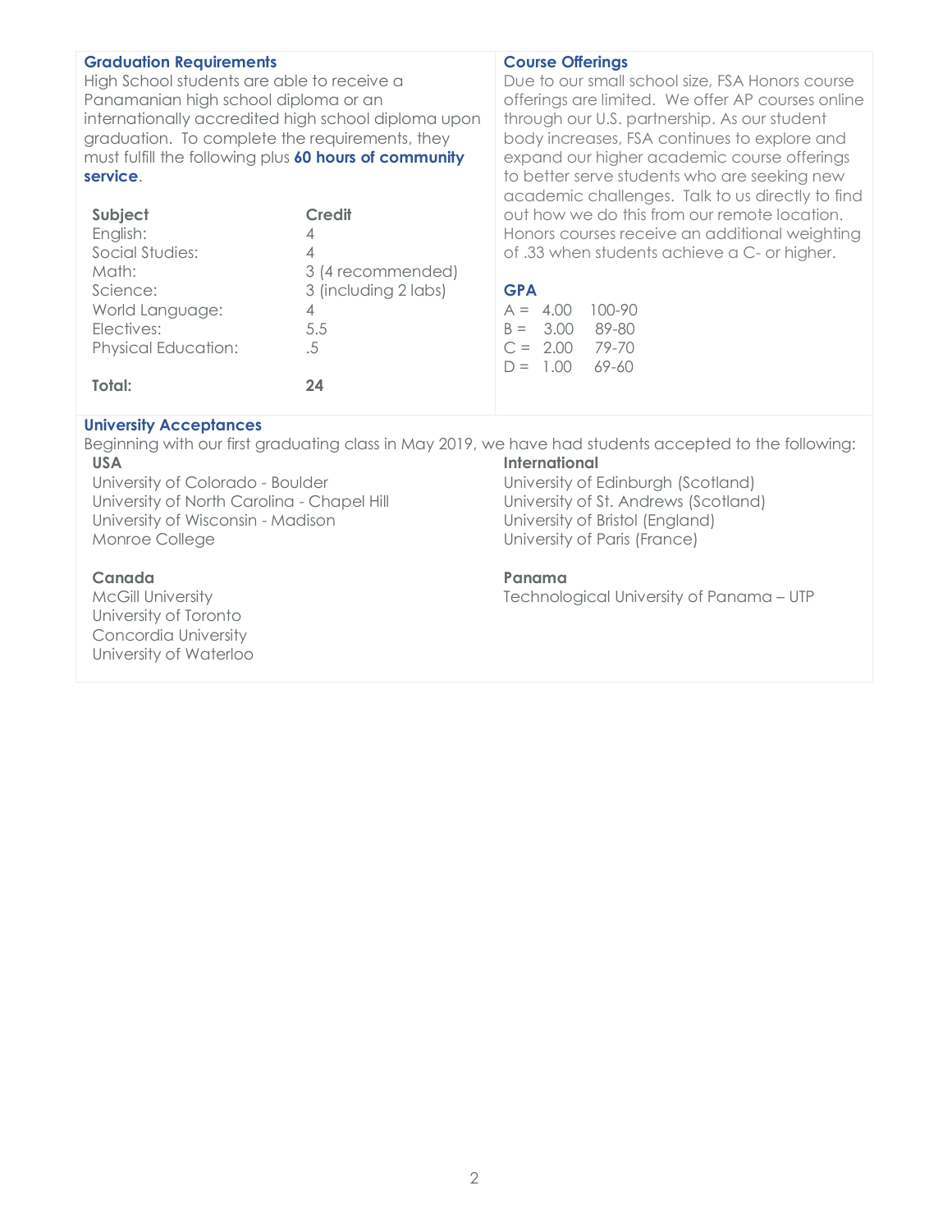## Graduation Requirements

High School students are able to receive a Panamanian high school diploma or an internationally accredited high school diploma upon graduation. To complete the requirements, they must fulfill the following plus **60 hours of community service**.

| Subject | Credit |
|---|---|
| English: | 4 |
| Social Studies: | 4 |
| Math: | 3 (4 recommended) |
| Science: | 3 (including 2 labs) |
| World Language: | 4 |
| Electives: | 5.5 |
| Physical Education: | .5 |
| **Total:** | **24** |

## Course Offerings

Due to our small school size, FSA Honors course offerings are limited. We offer AP courses online through our U.S. partnership. As our student body increases, FSA continues to explore and expand our higher academic course offerings to better serve students who are seeking new academic challenges. Talk to us directly to find out how we do this from our remote location. Honors courses receive an additional weighting of .33 when students achieve a C- or higher.

## GPA

| | | |
|---|---|---|
| A = | 4.00 | 100-90 |
| B = | 3.00 | 89-80 |
| C = | 2.00 | 79-70 |
| D = | 1.00 | 69-60 |

## University Acceptances

Beginning with our first graduating class in May 2019, we have had students accepted to the following:

### USA

University of Colorado - Boulder
University of North Carolina - Chapel Hill
University of Wisconsin - Madison
Monroe College

### International

University of Edinburgh (Scotland)
University of St. Andrews (Scotland)
University of Bristol (England)
University of Paris (France)

### Canada

McGill University
University of Toronto
Concordia University
University of Waterloo

### Panama

Technological University of Panama – UTP